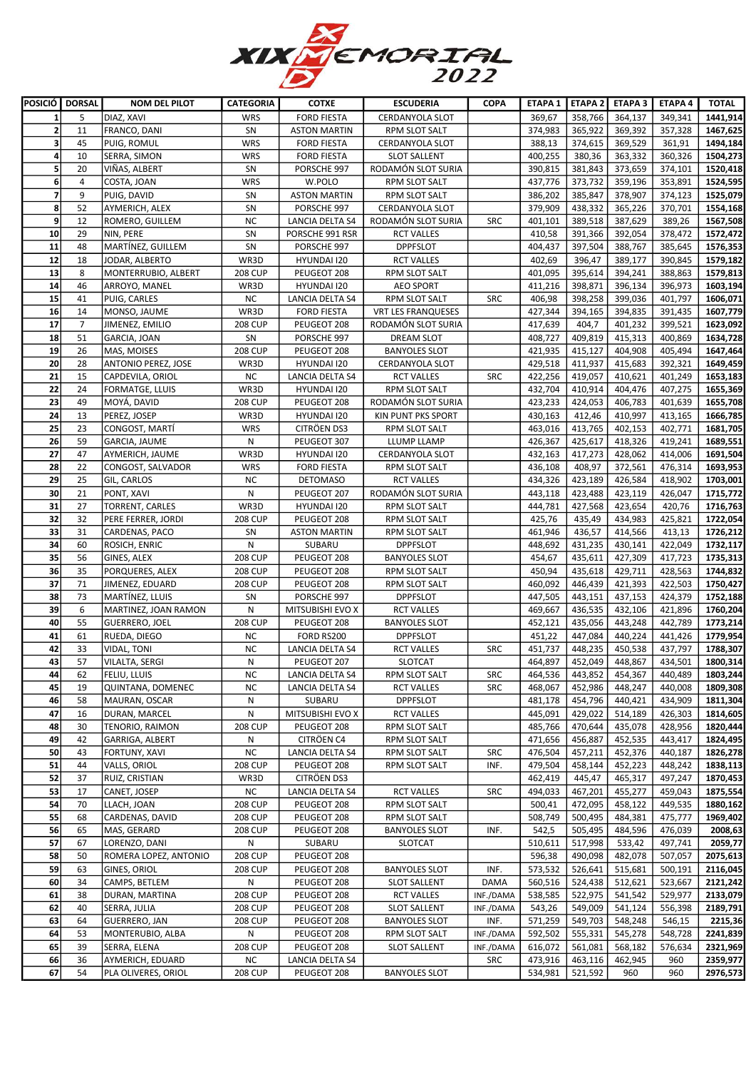# XIX MEMORIAL 2022

| POSICIÓ | DORSAL | NOM DEL PILOT | CATEGORIA | COTXE | ESCUDERIA | COPA | ETAPA 1 | ETAPA 2 | ETAPA 3 | ETAPA 4 | TOTAL |
|---|---|---|---|---|---|---|---|---|---|---|---|
| 1 | 5 | DIAZ, XAVI | WRS | FORD FIESTA | CERDANYOLA SLOT | | 369,67 | 358,766 | 364,137 | 349,341 | **1441,914** |
| 2 | 11 | FRANCO, DANI | SN | ASTON MARTIN | RPM SLOT SALT | | 374,983 | 365,922 | 369,392 | 357,328 | **1467,625** |
| 3 | 45 | PUIG, ROMUL | WRS | FORD FIESTA | CERDANYOLA SLOT | | 388,13 | 374,615 | 369,529 | 361,91 | **1494,184** |
| 4 | 10 | SERRA, SIMON | WRS | FORD FIESTA | SLOT SALLENT | | 400,255 | 380,36 | 363,332 | 360,326 | **1504,273** |
| 5 | 20 | VIÑAS, ALBERT | SN | PORSCHE 997 | RODAMÓN SLOT SURIA | | 390,815 | 381,843 | 373,659 | 374,101 | **1520,418** |
| 6 | 4 | COSTA, JOAN | WRS | W.POLO | RPM SLOT SALT | | 437,776 | 373,732 | 359,196 | 353,891 | **1524,595** |
| 7 | 9 | PUIG, DAVID | SN | ASTON MARTIN | RPM SLOT SALT | | 386,202 | 385,847 | 378,907 | 374,123 | **1525,079** |
| 8 | 52 | AYMERICH, ALEX | SN | PORSCHE 997 | CERDANYOLA SLOT | | 379,909 | 438,332 | 365,226 | 370,701 | **1554,168** |
| 9 | 12 | ROMERO, GUILLEM | NC | LANCIA DELTA S4 | RODAMÓN SLOT SURIA | SRC | 401,101 | 389,518 | 387,629 | 389,26 | **1567,508** |
| 10 | 29 | NIN, PERE | SN | PORSCHE 991 RSR | RCT VALLES | | 410,58 | 391,366 | 392,054 | 378,472 | **1572,472** |
| 11 | 48 | MARTÍNEZ, GUILLEM | SN | PORSCHE 997 | DPPFSLOT | | 404,437 | 397,504 | 388,767 | 385,645 | **1576,353** |
| 12 | 18 | JODAR, ALBERTO | WR3D | HYUNDAI I20 | RCT VALLES | | 402,69 | 396,47 | 389,177 | 390,845 | **1579,182** |
| 13 | 8 | MONTERRUBIO, ALBERT | 208 CUP | PEUGEOT 208 | RPM SLOT SALT | | 401,095 | 395,614 | 394,241 | 388,863 | **1579,813** |
| 14 | 46 | ARROYO, MANEL | WR3D | HYUNDAI I20 | AEO SPORT | | 411,216 | 398,871 | 396,134 | 396,973 | **1603,194** |
| 15 | 41 | PUIG, CARLES | NC | LANCIA DELTA S4 | RPM SLOT SALT | SRC | 406,98 | 398,258 | 399,036 | 401,797 | **1606,071** |
| 16 | 14 | MONSO, JAUME | WR3D | FORD FIESTA | VRT LES FRANQUESES | | 427,344 | 394,165 | 394,835 | 391,435 | **1607,779** |
| 17 | 7 | JIMENEZ, EMILIO | 208 CUP | PEUGEOT 208 | RODAMÓN SLOT SURIA | | 417,639 | 404,7 | 401,232 | 399,521 | **1623,092** |
| 18 | 51 | GARCIA, JOAN | SN | PORSCHE 997 | DREAM SLOT | | 408,727 | 409,819 | 415,313 | 400,869 | **1634,728** |
| 19 | 26 | MAS, MOISES | 208 CUP | PEUGEOT 208 | BANYOLES SLOT | | 421,935 | 415,127 | 404,908 | 405,494 | **1647,464** |
| 20 | 28 | ANTONIO PEREZ, JOSE | WR3D | HYUNDAI I20 | CERDANYOLA SLOT | | 429,518 | 411,937 | 415,683 | 392,321 | **1649,459** |
| 21 | 15 | CAPDEVILA, ORIOL | NC | LANCIA DELTA S4 | RCT VALLES | SRC | 422,256 | 419,057 | 410,621 | 401,249 | **1653,183** |
| 22 | 24 | FORMATGE, LLUIS | WR3D | HYUNDAI I20 | RPM SLOT SALT | | 432,704 | 410,914 | 404,476 | 407,275 | **1655,369** |
| 23 | 49 | MOYÁ, DAVID | 208 CUP | PEUGEOT 208 | RODAMÓN SLOT SURIA | | 423,233 | 424,053 | 406,783 | 401,639 | **1655,708** |
| 24 | 13 | PEREZ, JOSEP | WR3D | HYUNDAI I20 | KIN PUNT PKS SPORT | | 430,163 | 412,46 | 410,997 | 413,165 | **1666,785** |
| 25 | 23 | CONGOST, MARTÍ | WRS | CITRÖEN DS3 | RPM SLOT SALT | | 463,016 | 413,765 | 402,153 | 402,771 | **1681,705** |
| 26 | 59 | GARCIA, JAUME | N | PEUGEOT 307 | LLUMP LLAMP | | 426,367 | 425,617 | 418,326 | 419,241 | **1689,551** |
| 27 | 47 | AYMERICH, JAUME | WR3D | HYUNDAI I20 | CERDANYOLA SLOT | | 432,163 | 417,273 | 428,062 | 414,006 | **1691,504** |
| 28 | 22 | CONGOST, SALVADOR | WRS | FORD FIESTA | RPM SLOT SALT | | 436,108 | 408,97 | 372,561 | 476,314 | **1693,953** |
| 29 | 25 | GIL, CARLOS | NC | DETOMASO | RCT VALLES | | 434,326 | 423,189 | 426,584 | 418,902 | **1703,001** |
| 30 | 21 | PONT, XAVI | N | PEUGEOT 207 | RODAMÓN SLOT SURIA | | 443,118 | 423,488 | 423,119 | 426,047 | **1715,772** |
| 31 | 27 | TORRENT, CARLES | WR3D | HYUNDAI I20 | RPM SLOT SALT | | 444,781 | 427,568 | 423,654 | 420,76 | **1716,763** |
| 32 | 32 | PERE FERRER, JORDI | 208 CUP | PEUGEOT 208 | RPM SLOT SALT | | 425,76 | 435,49 | 434,983 | 425,821 | **1722,054** |
| 33 | 31 | CARDENAS, PACO | SN | ASTON MARTIN | RPM SLOT SALT | | 461,946 | 436,57 | 414,566 | 413,13 | **1726,212** |
| 34 | 60 | ROSICH, ENRIC | N | SUBARU | DPPFSLOT | | 448,692 | 431,235 | 430,141 | 422,049 | **1732,117** |
| 35 | 56 | GINES, ALEX | 208 CUP | PEUGEOT 208 | BANYOLES SLOT | | 454,67 | 435,611 | 427,309 | 417,723 | **1735,313** |
| 36 | 35 | PORQUERES, ALEX | 208 CUP | PEUGEOT 208 | RPM SLOT SALT | | 450,94 | 435,618 | 429,711 | 428,563 | **1744,832** |
| 37 | 71 | JIMENEZ, EDUARD | 208 CUP | PEUGEOT 208 | RPM SLOT SALT | | 460,092 | 446,439 | 421,993 | 422,503 | **1750,427** |
| 38 | 73 | MARTÍNEZ, LLUIS | SN | PORSCHE 997 | DPPFSLOT | | 447,505 | 443,151 | 437,153 | 424,379 | **1752,188** |
| 39 | 6 | MARTINEZ, JOAN RAMON | N | MITSUBISHI EVO X | RCT VALLES | | 469,667 | 436,535 | 432,106 | 421,896 | **1760,204** |
| 40 | 55 | GUERRERO, JOEL | 208 CUP | PEUGEOT 208 | BANYOLES SLOT | | 452,121 | 435,056 | 443,248 | 442,789 | **1773,214** |
| 41 | 61 | RUEDA, DIEGO | NC | FORD RS200 | DPPFSLOT | | 451,22 | 447,084 | 440,224 | 441,426 | **1779,954** |
| 42 | 33 | VIDAL, TONI | NC | LANCIA DELTA S4 | RCT VALLES | SRC | 451,737 | 448,235 | 450,538 | 437,797 | **1788,307** |
| 43 | 57 | VILALTA, SERGI | N | PEUGEOT 207 | SLOTCAT | | 464,897 | 452,049 | 448,867 | 434,501 | **1800,314** |
| 44 | 62 | FELIU, LLUIS | NC | LANCIA DELTA S4 | RPM SLOT SALT | SRC | 464,536 | 443,852 | 454,367 | 440,489 | **1803,244** |
| 45 | 19 | QUINTANA, DOMENEC | NC | LANCIA DELTA S4 | RCT VALLES | SRC | 468,067 | 452,986 | 448,247 | 440,008 | **1809,308** |
| 46 | 58 | MAURAN, OSCAR | N | SUBARU | DPPFSLOT | | 481,178 | 454,796 | 440,421 | 434,909 | **1811,304** |
| 47 | 16 | DURAN, MARCEL | N | MITSUBISHI EVO X | RCT VALLES | | 445,091 | 429,022 | 514,189 | 426,303 | **1814,605** |
| 48 | 30 | TENORIO, RAIMON | 208 CUP | PEUGEOT 208 | RPM SLOT SALT | | 485,766 | 470,644 | 435,078 | 428,956 | **1820,444** |
| 49 | 42 | GARRIGA, ALBERT | N | CITRÖEN C4 | RPM SLOT SALT | | 471,656 | 456,887 | 452,535 | 443,417 | **1824,495** |
| 50 | 43 | FORTUNY, XAVI | NC | LANCIA DELTA S4 | RPM SLOT SALT | SRC | 476,504 | 457,211 | 452,376 | 440,187 | **1826,278** |
| 51 | 44 | VALLS, ORIOL | 208 CUP | PEUGEOT 208 | RPM SLOT SALT | INF. | 479,504 | 458,144 | 452,223 | 448,242 | **1838,113** |
| 52 | 37 | RUIZ, CRISTIAN | WR3D | CITRÖEN DS3 | | | 462,419 | 445,47 | 465,317 | 497,247 | **1870,453** |
| 53 | 17 | CANET, JOSEP | NC | LANCIA DELTA S4 | RCT VALLES | SRC | 494,033 | 467,201 | 455,277 | 459,043 | **1875,554** |
| 54 | 70 | LLACH, JOAN | 208 CUP | PEUGEOT 208 | RPM SLOT SALT | | 500,41 | 472,095 | 458,122 | 449,535 | **1880,162** |
| 55 | 68 | CARDENAS, DAVID | 208 CUP | PEUGEOT 208 | RPM SLOT SALT | | 508,749 | 500,495 | 484,381 | 475,777 | **1969,402** |
| 56 | 65 | MAS, GERARD | 208 CUP | PEUGEOT 208 | BANYOLES SLOT | INF. | 542,5 | 505,495 | 484,596 | 476,039 | **2008,63** |
| 57 | 67 | LORENZO, DANI | N | SUBARU | SLOTCAT | | 510,611 | 517,998 | 533,42 | 497,741 | **2059,77** |
| 58 | 50 | ROMERA LOPEZ, ANTONIO | 208 CUP | PEUGEOT 208 | | | 596,38 | 490,098 | 482,078 | 507,057 | **2075,613** |
| 59 | 63 | GINES, ORIOL | 208 CUP | PEUGEOT 208 | BANYOLES SLOT | INF. | 573,532 | 526,641 | 515,681 | 500,191 | **2116,045** |
| 60 | 34 | CAMPS, BETLEM | N | PEUGEOT 208 | SLOT SALLENT | DAMA | 560,516 | 524,438 | 512,621 | 523,667 | **2121,242** |
| 61 | 38 | DURAN, MARTINA | 208 CUP | PEUGEOT 208 | RCT VALLES | INF./DAMA | 538,585 | 522,975 | 541,542 | 529,977 | **2133,079** |
| 62 | 40 | SERRA, JULIA | 208 CUP | PEUGEOT 208 | SLOT SALLENT | INF./DAMA | 543,26 | 549,009 | 541,124 | 556,398 | **2189,791** |
| 63 | 64 | GUERRERO, JAN | 208 CUP | PEUGEOT 208 | BANYOLES SLOT | INF. | 571,259 | 549,703 | 548,248 | 546,15 | **2215,36** |
| 64 | 53 | MONTERUBIO, ALBA | N | PEUGEOT 208 | RPM SLOT SALT | INF./DAMA | 592,502 | 555,331 | 545,278 | 548,728 | **2241,839** |
| 65 | 39 | SERRA, ELENA | 208 CUP | PEUGEOT 208 | SLOT SALLENT | INF./DAMA | 616,072 | 561,081 | 568,182 | 576,634 | **2321,969** |
| 66 | 36 | AYMERICH, EDUARD | NC | LANCIA DELTA S4 | | SRC | 473,916 | 463,116 | 462,945 | 960 | **2359,977** |
| 67 | 54 | PLA OLIVERES, ORIOL | 208 CUP | PEUGEOT 208 | BANYOLES SLOT | | 534,981 | 521,592 | 960 | 960 | **2976,573** |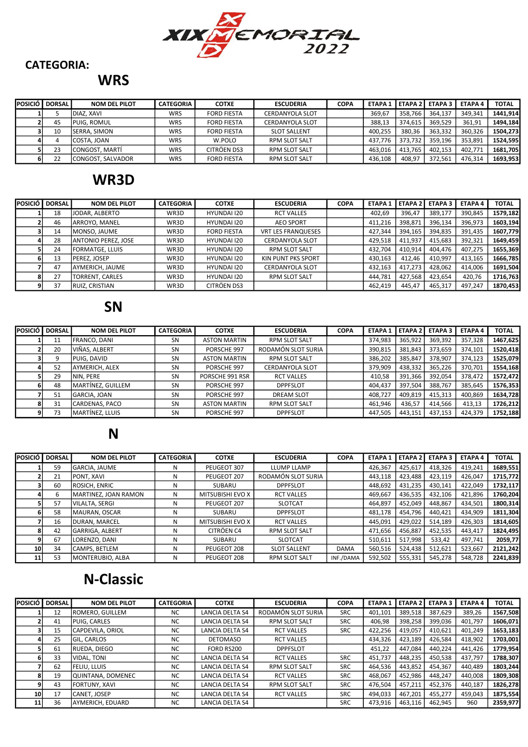# XIX MEMORIAL 2022

**CATEGORIA:**

## WRS

| POSICIÓ | DORSAL | NOM DEL PILOT | CATEGORIA | COTXE | ESCUDERIA | COPA | ETAPA 1 | ETAPA 2 | ETAPA 3 | ETAPA 4 | TOTAL |
|---|---|---|---|---|---|---|---|---|---|---|---|
| 1 | 5 | DIAZ, XAVI | WRS | FORD FIESTA | CERDANYOLA SLOT | | 369,67 | 358,766 | 364,137 | 349,341 | **1441,914** |
| 2 | 45 | PUIG, ROMUL | WRS | FORD FIESTA | CERDANYOLA SLOT | | 388,13 | 374,615 | 369,529 | 361,91 | **1494,184** |
| 3 | 10 | SERRA, SIMON | WRS | FORD FIESTA | SLOT SALLENT | | 400,255 | 380,36 | 363,332 | 360,326 | **1504,273** |
| 4 | 4 | COSTA, JOAN | WRS | W.POLO | RPM SLOT SALT | | 437,776 | 373,732 | 359,196 | 353,891 | **1524,595** |
| 5 | 23 | CONGOST, MARTÍ | WRS | CITRÖEN DS3 | RPM SLOT SALT | | 463,016 | 413,765 | 402,153 | 402,771 | **1681,705** |
| 6 | 22 | CONGOST, SALVADOR | WRS | FORD FIESTA | RPM SLOT SALT | | 436,108 | 408,97 | 372,561 | 476,314 | **1693,953** |

## WR3D

| POSICIÓ | DORSAL | NOM DEL PILOT | CATEGORIA | COTXE | ESCUDERIA | COPA | ETAPA 1 | ETAPA 2 | ETAPA 3 | ETAPA 4 | TOTAL |
|---|---|---|---|---|---|---|---|---|---|---|---|
| 1 | 18 | JODAR, ALBERTO | WR3D | HYUNDAI I20 | RCT VALLES | | 402,69 | 396,47 | 389,177 | 390,845 | **1579,182** |
| 2 | 46 | ARROYO, MANEL | WR3D | HYUNDAI I20 | AEO SPORT | | 411,216 | 398,871 | 396,134 | 396,973 | **1603,194** |
| 3 | 14 | MONSO, JAUME | WR3D | FORD FIESTA | VRT LES FRANQUESES | | 427,344 | 394,165 | 394,835 | 391,435 | **1607,779** |
| 4 | 28 | ANTONIO PEREZ, JOSE | WR3D | HYUNDAI I20 | CERDANYOLA SLOT | | 429,518 | 411,937 | 415,683 | 392,321 | **1649,459** |
| 5 | 24 | FORMATGE, LLUIS | WR3D | HYUNDAI I20 | RPM SLOT SALT | | 432,704 | 410,914 | 404,476 | 407,275 | **1655,369** |
| 6 | 13 | PEREZ, JOSEP | WR3D | HYUNDAI I20 | KIN PUNT PKS SPORT | | 430,163 | 412,46 | 410,997 | 413,165 | **1666,785** |
| 7 | 47 | AYMERICH, JAUME | WR3D | HYUNDAI I20 | CERDANYOLA SLOT | | 432,163 | 417,273 | 428,062 | 414,006 | **1691,504** |
| 8 | 27 | TORRENT, CARLES | WR3D | HYUNDAI I20 | RPM SLOT SALT | | 444,781 | 427,568 | 423,654 | 420,76 | **1716,763** |
| 9 | 37 | RUIZ, CRISTIAN | WR3D | CITRÖEN DS3 | | | 462,419 | 445,47 | 465,317 | 497,247 | **1870,453** |

## SN

| POSICIÓ | DORSAL | NOM DEL PILOT | CATEGORIA | COTXE | ESCUDERIA | COPA | ETAPA 1 | ETAPA 2 | ETAPA 3 | ETAPA 4 | TOTAL |
|---|---|---|---|---|---|---|---|---|---|---|---|
| 1 | 11 | FRANCO, DANI | SN | ASTON MARTIN | RPM SLOT SALT | | 374,983 | 365,922 | 369,392 | 357,328 | **1467,625** |
| 2 | 20 | VIÑAS, ALBERT | SN | PORSCHE 997 | RODAMÓN SLOT SURIA | | 390,815 | 381,843 | 373,659 | 374,101 | **1520,418** |
| 3 | 9 | PUIG, DAVID | SN | ASTON MARTIN | RPM SLOT SALT | | 386,202 | 385,847 | 378,907 | 374,123 | **1525,079** |
| 4 | 52 | AYMERICH, ALEX | SN | PORSCHE 997 | CERDANYOLA SLOT | | 379,909 | 438,332 | 365,226 | 370,701 | **1554,168** |
| 5 | 29 | NIN, PERE | SN | PORSCHE 991 RSR | RCT VALLES | | 410,58 | 391,366 | 392,054 | 378,472 | **1572,472** |
| 6 | 48 | MARTÍNEZ, GUILLEM | SN | PORSCHE 997 | DPPFSLOT | | 404,437 | 397,504 | 388,767 | 385,645 | **1576,353** |
| 7 | 51 | GARCIA, JOAN | SN | PORSCHE 997 | DREAM SLOT | | 408,727 | 409,819 | 415,313 | 400,869 | **1634,728** |
| 8 | 31 | CARDENAS, PACO | SN | ASTON MARTIN | RPM SLOT SALT | | 461,946 | 436,57 | 414,566 | 413,13 | **1726,212** |
| 9 | 73 | MARTÍNEZ, LLUIS | SN | PORSCHE 997 | DPPFSLOT | | 447,505 | 443,151 | 437,153 | 424,379 | **1752,188** |

## N

| POSICIÓ | DORSAL | NOM DEL PILOT | CATEGORIA | COTXE | ESCUDERIA | COPA | ETAPA 1 | ETAPA 2 | ETAPA 3 | ETAPA 4 | TOTAL |
|---|---|---|---|---|---|---|---|---|---|---|---|
| 1 | 59 | GARCIA, JAUME | N | PEUGEOT 307 | LLUMP LLAMP | | 426,367 | 425,617 | 418,326 | 419,241 | **1689,551** |
| 2 | 21 | PONT, XAVI | N | PEUGEOT 207 | RODAMÓN SLOT SURIA | | 443,118 | 423,488 | 423,119 | 426,047 | **1715,772** |
| 3 | 60 | ROSICH, ENRIC | N | SUBARU | DPPFSLOT | | 448,692 | 431,235 | 430,141 | 422,049 | **1732,117** |
| 4 | 6 | MARTINEZ, JOAN RAMON | N | MITSUBISHI EVO X | RCT VALLES | | 469,667 | 436,535 | 432,106 | 421,896 | **1760,204** |
| 5 | 57 | VILALTA, SERGI | N | PEUGEOT 207 | SLOTCAT | | 464,897 | 452,049 | 448,867 | 434,501 | **1800,314** |
| 6 | 58 | MAURAN, OSCAR | N | SUBARU | DPPFSLOT | | 481,178 | 454,796 | 440,421 | 434,909 | **1811,304** |
| 7 | 16 | DURAN, MARCEL | N | MITSUBISHI EVO X | RCT VALLES | | 445,091 | 429,022 | 514,189 | 426,303 | **1814,605** |
| 8 | 42 | GARRIGA, ALBERT | N | CITRÖEN C4 | RPM SLOT SALT | | 471,656 | 456,887 | 452,535 | 443,417 | **1824,495** |
| 9 | 67 | LORENZO, DANI | N | SUBARU | SLOTCAT | | 510,611 | 517,998 | 533,42 | 497,741 | **2059,77** |
| 10 | 34 | CAMPS, BETLEM | N | PEUGEOT 208 | SLOT SALLENT | DAMA | 560,516 | 524,438 | 512,621 | 523,667 | **2121,242** |
| 11 | 53 | MONTERUBIO, ALBA | N | PEUGEOT 208 | RPM SLOT SALT | INF./DAMA | 592,502 | 555,331 | 545,278 | 548,728 | **2241,839** |

## N-Classic

| POSICIÓ | DORSAL | NOM DEL PILOT | CATEGORIA | COTXE | ESCUDERIA | COPA | ETAPA 1 | ETAPA 2 | ETAPA 3 | ETAPA 4 | TOTAL |
|---|---|---|---|---|---|---|---|---|---|---|---|
| 1 | 12 | ROMERO, GUILLEM | NC | LANCIA DELTA S4 | RODAMÓN SLOT SURIA | SRC | 401,101 | 389,518 | 387,629 | 389,26 | **1567,508** |
| 2 | 41 | PUIG, CARLES | NC | LANCIA DELTA S4 | RPM SLOT SALT | SRC | 406,98 | 398,258 | 399,036 | 401,797 | **1606,071** |
| 3 | 15 | CAPDEVILA, ORIOL | NC | LANCIA DELTA S4 | RCT VALLES | SRC | 422,256 | 419,057 | 410,621 | 401,249 | **1653,183** |
| 4 | 25 | GIL, CARLOS | NC | DETOMASO | RCT VALLES | | 434,326 | 423,189 | 426,584 | 418,902 | **1703,001** |
| 5 | 61 | RUEDA, DIEGO | NC | FORD RS200 | DPPFSLOT | | 451,22 | 447,084 | 440,224 | 441,426 | **1779,954** |
| 6 | 33 | VIDAL, TONI | NC | LANCIA DELTA S4 | RCT VALLES | SRC | 451,737 | 448,235 | 450,538 | 437,797 | **1788,307** |
| 7 | 62 | FELIU, LLUIS | NC | LANCIA DELTA S4 | RPM SLOT SALT | SRC | 464,536 | 443,852 | 454,367 | 440,489 | **1803,244** |
| 8 | 19 | QUINTANA, DOMENEC | NC | LANCIA DELTA S4 | RCT VALLES | SRC | 468,067 | 452,986 | 448,247 | 440,008 | **1809,308** |
| 9 | 43 | FORTUNY, XAVI | NC | LANCIA DELTA S4 | RPM SLOT SALT | SRC | 476,504 | 457,211 | 452,376 | 440,187 | **1826,278** |
| 10 | 17 | CANET, JOSEP | NC | LANCIA DELTA S4 | RCT VALLES | SRC | 494,033 | 467,201 | 455,277 | 459,043 | **1875,554** |
| 11 | 36 | AYMERICH, EDUARD | NC | LANCIA DELTA S4 | | SRC | 473,916 | 463,116 | 462,945 | 960 | **2359,977** |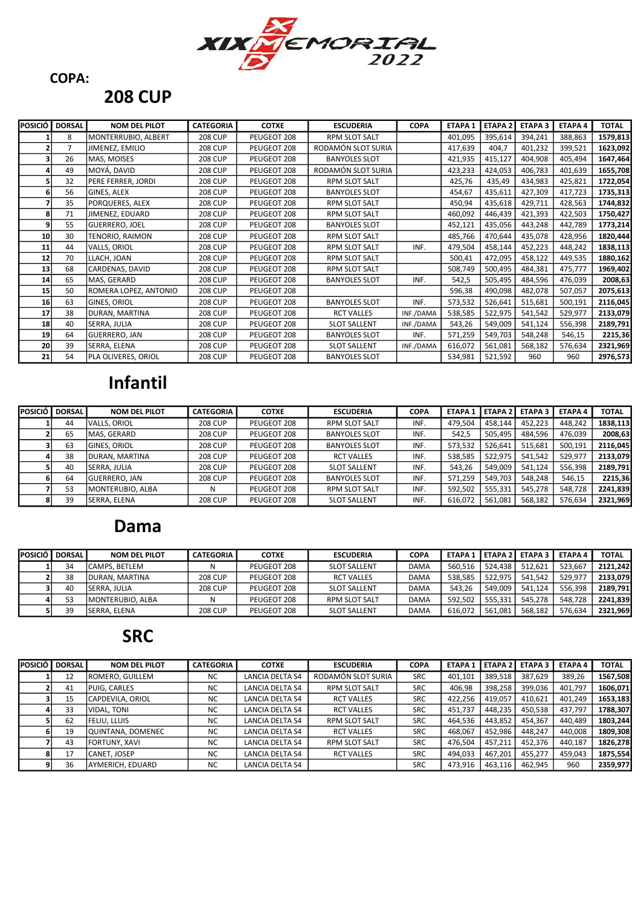# XIX MEMORIAL 2022

**COPA:**

## 208 CUP

| POSICIÓ | DORSAL | NOM DEL PILOT | CATEGORIA | COTXE | ESCUDERIA | COPA | ETAPA 1 | ETAPA 2 | ETAPA 3 | ETAPA 4 | TOTAL |
|---|---|---|---|---|---|---|---|---|---|---|---|
| 1 | 8 | MONTERRUBIO, ALBERT | 208 CUP | PEUGEOT 208 | RPM SLOT SALT | | 401,095 | 395,614 | 394,241 | 388,863 | **1579,813** |
| 2 | 7 | JIMENEZ, EMILIO | 208 CUP | PEUGEOT 208 | RODAMÓN SLOT SURIA | | 417,639 | 404,7 | 401,232 | 399,521 | **1623,092** |
| 3 | 26 | MAS, MOISES | 208 CUP | PEUGEOT 208 | BANYOLES SLOT | | 421,935 | 415,127 | 404,908 | 405,494 | **1647,464** |
| 4 | 49 | MOYÁ, DAVID | 208 CUP | PEUGEOT 208 | RODAMÓN SLOT SURIA | | 423,233 | 424,053 | 406,783 | 401,639 | **1655,708** |
| 5 | 32 | PERE FERRER, JORDI | 208 CUP | PEUGEOT 208 | RPM SLOT SALT | | 425,76 | 435,49 | 434,983 | 425,821 | **1722,054** |
| 6 | 56 | GINES, ALEX | 208 CUP | PEUGEOT 208 | BANYOLES SLOT | | 454,67 | 435,611 | 427,309 | 417,723 | **1735,313** |
| 7 | 35 | PORQUERES, ALEX | 208 CUP | PEUGEOT 208 | RPM SLOT SALT | | 450,94 | 435,618 | 429,711 | 428,563 | **1744,832** |
| 8 | 71 | JIMENEZ, EDUARD | 208 CUP | PEUGEOT 208 | RPM SLOT SALT | | 460,092 | 446,439 | 421,393 | 422,503 | **1750,427** |
| 9 | 55 | GUERRERO, JOEL | 208 CUP | PEUGEOT 208 | BANYOLES SLOT | | 452,121 | 435,056 | 443,248 | 442,789 | **1773,214** |
| 10 | 30 | TENORIO, RAIMON | 208 CUP | PEUGEOT 208 | RPM SLOT SALT | | 485,766 | 470,644 | 435,078 | 428,956 | **1820,444** |
| 11 | 44 | VALLS, ORIOL | 208 CUP | PEUGEOT 208 | RPM SLOT SALT | INF. | 479,504 | 458,144 | 452,223 | 448,242 | **1838,113** |
| 12 | 70 | LLACH, JOAN | 208 CUP | PEUGEOT 208 | RPM SLOT SALT | | 500,41 | 472,095 | 458,122 | 449,535 | **1880,162** |
| 13 | 68 | CARDENAS, DAVID | 208 CUP | PEUGEOT 208 | RPM SLOT SALT | | 508,749 | 500,495 | 484,381 | 475,777 | **1969,402** |
| 14 | 65 | MAS, GERARD | 208 CUP | PEUGEOT 208 | BANYOLES SLOT | INF. | 542,5 | 505,495 | 484,596 | 476,039 | **2008,63** |
| 15 | 50 | ROMERA LOPEZ, ANTONIO | 208 CUP | PEUGEOT 208 | | | 596,38 | 490,098 | 482,078 | 507,057 | **2075,613** |
| 16 | 63 | GINES, ORIOL | 208 CUP | PEUGEOT 208 | BANYOLES SLOT | INF. | 573,532 | 526,641 | 515,681 | 500,191 | **2116,045** |
| 17 | 38 | DURAN, MARTINA | 208 CUP | PEUGEOT 208 | RCT VALLES | INF./DAMA | 538,585 | 522,975 | 541,542 | 529,977 | **2133,079** |
| 18 | 40 | SERRA, JULIA | 208 CUP | PEUGEOT 208 | SLOT SALLENT | INF./DAMA | 543,26 | 549,009 | 541,124 | 556,398 | **2189,791** |
| 19 | 64 | GUERRERO, JAN | 208 CUP | PEUGEOT 208 | BANYOLES SLOT | INF. | 571,259 | 549,703 | 548,248 | 546,15 | **2215,36** |
| 20 | 39 | SERRA, ELENA | 208 CUP | PEUGEOT 208 | SLOT SALLENT | INF./DAMA | 616,072 | 561,081 | 568,182 | 576,634 | **2321,969** |
| 21 | 54 | PLA OLIVERES, ORIOL | 208 CUP | PEUGEOT 208 | BANYOLES SLOT | | 534,981 | 521,592 | 960 | 960 | **2976,573** |

## Infantil

| POSICIÓ | DORSAL | NOM DEL PILOT | CATEGORIA | COTXE | ESCUDERIA | COPA | ETAPA 1 | ETAPA 2 | ETAPA 3 | ETAPA 4 | TOTAL |
|---|---|---|---|---|---|---|---|---|---|---|---|
| 1 | 44 | VALLS, ORIOL | 208 CUP | PEUGEOT 208 | RPM SLOT SALT | INF. | 479,504 | 458,144 | 452,223 | 448,242 | **1838,113** |
| 2 | 65 | MAS, GERARD | 208 CUP | PEUGEOT 208 | BANYOLES SLOT | INF. | 542,5 | 505,495 | 484,596 | 476,039 | **2008,63** |
| 3 | 63 | GINES, ORIOL | 208 CUP | PEUGEOT 208 | BANYOLES SLOT | INF. | 573,532 | 526,641 | 515,681 | 500,191 | **2116,045** |
| 4 | 38 | DURAN, MARTINA | 208 CUP | PEUGEOT 208 | RCT VALLES | INF. | 538,585 | 522,975 | 541,542 | 529,977 | **2133,079** |
| 5 | 40 | SERRA, JULIA | 208 CUP | PEUGEOT 208 | SLOT SALLENT | INF. | 543,26 | 549,009 | 541,124 | 556,398 | **2189,791** |
| 6 | 64 | GUERRERO, JAN | 208 CUP | PEUGEOT 208 | BANYOLES SLOT | INF. | 571,259 | 549,703 | 548,248 | 546,15 | **2215,36** |
| 7 | 53 | MONTERUBIO, ALBA | N | PEUGEOT 208 | RPM SLOT SALT | INF. | 592,502 | 555,331 | 545,278 | 548,728 | **2241,839** |
| 8 | 39 | SERRA, ELENA | 208 CUP | PEUGEOT 208 | SLOT SALLENT | INF. | 616,072 | 561,081 | 568,182 | 576,634 | **2321,969** |

## Dama

| POSICIÓ | DORSAL | NOM DEL PILOT | CATEGORIA | COTXE | ESCUDERIA | COPA | ETAPA 1 | ETAPA 2 | ETAPA 3 | ETAPA 4 | TOTAL |
|---|---|---|---|---|---|---|---|---|---|---|---|
| 1 | 34 | CAMPS, BETLEM | N | PEUGEOT 208 | SLOT SALLENT | DAMA | 560,516 | 524,438 | 512,621 | 523,667 | **2121,242** |
| 2 | 38 | DURAN, MARTINA | 208 CUP | PEUGEOT 208 | RCT VALLES | DAMA | 538,585 | 522,975 | 541,542 | 529,977 | **2133,079** |
| 3 | 40 | SERRA, JULIA | 208 CUP | PEUGEOT 208 | SLOT SALLENT | DAMA | 543,26 | 549,009 | 541,124 | 556,398 | **2189,791** |
| 4 | 53 | MONTERUBIO, ALBA | N | PEUGEOT 208 | RPM SLOT SALT | DAMA | 592,502 | 555,331 | 545,278 | 548,728 | **2241,839** |
| 5 | 39 | SERRA, ELENA | 208 CUP | PEUGEOT 208 | SLOT SALLENT | DAMA | 616,072 | 561,081 | 568,182 | 576,634 | **2321,969** |

## SRC

| POSICIÓ | DORSAL | NOM DEL PILOT | CATEGORIA | COTXE | ESCUDERIA | COPA | ETAPA 1 | ETAPA 2 | ETAPA 3 | ETAPA 4 | TOTAL |
|---|---|---|---|---|---|---|---|---|---|---|---|
| 1 | 12 | ROMERO, GUILLEM | NC | LANCIA DELTA S4 | RODAMÓN SLOT SURIA | SRC | 401,101 | 389,518 | 387,629 | 389,26 | **1567,508** |
| 2 | 41 | PUIG, CARLES | NC | LANCIA DELTA S4 | RPM SLOT SALT | SRC | 406,98 | 398,258 | 399,036 | 401,797 | **1606,071** |
| 3 | 15 | CAPDEVILA, ORIOL | NC | LANCIA DELTA S4 | RCT VALLES | SRC | 422,256 | 419,057 | 410,621 | 401,249 | **1653,183** |
| 4 | 33 | VIDAL, TONI | NC | LANCIA DELTA S4 | RCT VALLES | SRC | 451,737 | 448,235 | 450,538 | 437,797 | **1788,307** |
| 5 | 62 | FELIU, LLUIS | NC | LANCIA DELTA S4 | RPM SLOT SALT | SRC | 464,536 | 443,852 | 454,367 | 440,489 | **1803,244** |
| 6 | 19 | QUINTANA, DOMENEC | NC | LANCIA DELTA S4 | RCT VALLES | SRC | 468,067 | 452,986 | 448,247 | 440,008 | **1809,308** |
| 7 | 43 | FORTUNY, XAVI | NC | LANCIA DELTA S4 | RPM SLOT SALT | SRC | 476,504 | 457,211 | 452,376 | 440,187 | **1826,278** |
| 8 | 17 | CANET, JOSEP | NC | LANCIA DELTA S4 | RCT VALLES | SRC | 494,033 | 467,201 | 455,277 | 459,043 | **1875,554** |
| 9 | 36 | AYMERICH, EDUARD | NC | LANCIA DELTA S4 | | SRC | 473,916 | 463,116 | 462,945 | 960 | **2359,977** |